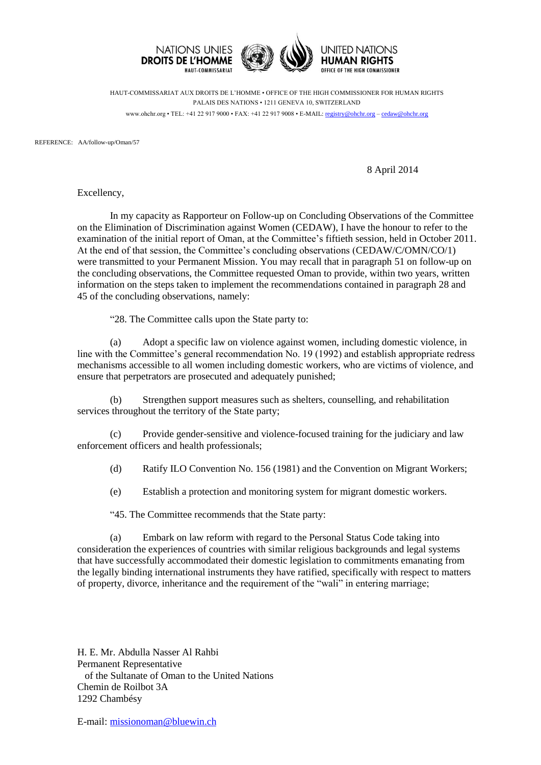NATIONS UNIES
**DROITS DE L'HOMME**
HAUT-COMMISSARIAT

UNITED NATIONS
**HUMAN RIGHTS**
OFFICE OF THE HIGH COMMISSIONER

HAUT-COMMISSARIAT AUX DROITS DE L'HOMME • OFFICE OF THE HIGH COMMISSIONER FOR HUMAN RIGHTS
PALAIS DES NATIONS • 1211 GENEVA 10, SWITZERLAND
www.ohchr.org • TEL: +41 22 917 9000 • FAX: +41 22 917 9008 • E-MAIL: registry@ohchr.org – cedaw@ohchr.org

REFERENCE: AA/follow-up/Oman/57

8 April 2014

Excellency,

In my capacity as Rapporteur on Follow-up on Concluding Observations of the Committee on the Elimination of Discrimination against Women (CEDAW), I have the honour to refer to the examination of the initial report of Oman, at the Committee's fiftieth session, held in October 2011. At the end of that session, the Committee's concluding observations (CEDAW/C/OMN/CO/1) were transmitted to your Permanent Mission. You may recall that in paragraph 51 on follow-up on the concluding observations, the Committee requested Oman to provide, within two years, written information on the steps taken to implement the recommendations contained in paragraph 28 and 45 of the concluding observations, namely:

"28. The Committee calls upon the State party to:

(a) Adopt a specific law on violence against women, including domestic violence, in line with the Committee's general recommendation No. 19 (1992) and establish appropriate redress mechanisms accessible to all women including domestic workers, who are victims of violence, and ensure that perpetrators are prosecuted and adequately punished;

(b) Strengthen support measures such as shelters, counselling, and rehabilitation services throughout the territory of the State party;

(c) Provide gender-sensitive and violence-focused training for the judiciary and law enforcement officers and health professionals;

(d) Ratify ILO Convention No. 156 (1981) and the Convention on Migrant Workers;

(e) Establish a protection and monitoring system for migrant domestic workers.

"45. The Committee recommends that the State party:

(a) Embark on law reform with regard to the Personal Status Code taking into consideration the experiences of countries with similar religious backgrounds and legal systems that have successfully accommodated their domestic legislation to commitments emanating from the legally binding international instruments they have ratified, specifically with respect to matters of property, divorce, inheritance and the requirement of the "wali" in entering marriage;

H. E. Mr. Abdulla Nasser Al Rahbi
Permanent Representative
of the Sultanate of Oman to the United Nations
Chemin de Roilbot 3A
1292 Chambésy

E-mail: missionoman@bluewin.ch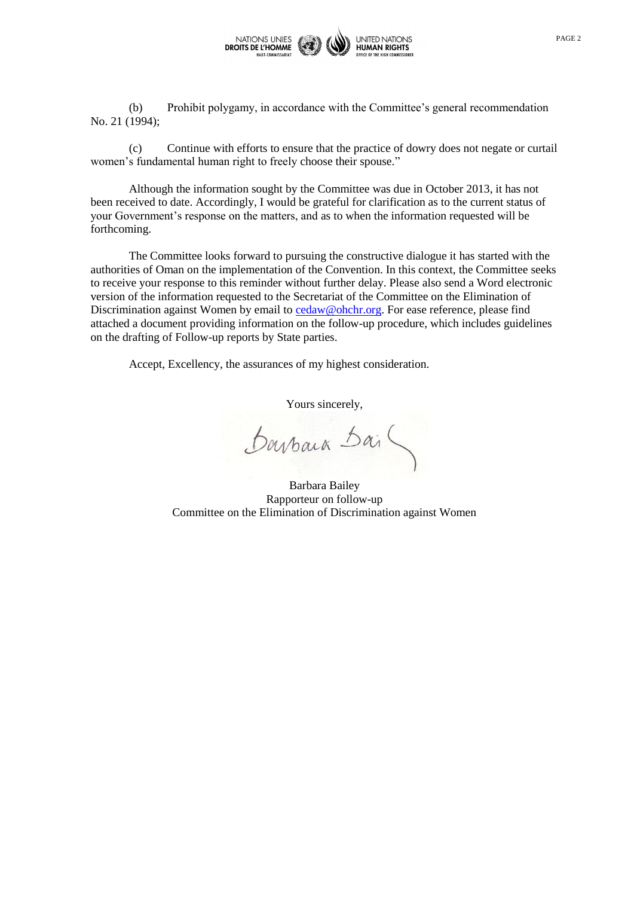(b) Prohibit polygamy, in accordance with the Committee's general recommendation No. 21 (1994);

(c) Continue with efforts to ensure that the practice of dowry does not negate or curtail women's fundamental human right to freely choose their spouse."

Although the information sought by the Committee was due in October 2013, it has not been received to date. Accordingly, I would be grateful for clarification as to the current status of your Government's response on the matters, and as to when the information requested will be forthcoming.

The Committee looks forward to pursuing the constructive dialogue it has started with the authorities of Oman on the implementation of the Convention. In this context, the Committee seeks to receive your response to this reminder without further delay. Please also send a Word electronic version of the information requested to the Secretariat of the Committee on the Elimination of Discrimination against Women by email to cedaw@ohchr.org. For ease reference, please find attached a document providing information on the follow-up procedure, which includes guidelines on the drafting of Follow-up reports by State parties.

Accept, Excellency, the assurances of my highest consideration.

Yours sincerely,

Barbara Bailey
Rapporteur on follow-up
Committee on the Elimination of Discrimination against Women